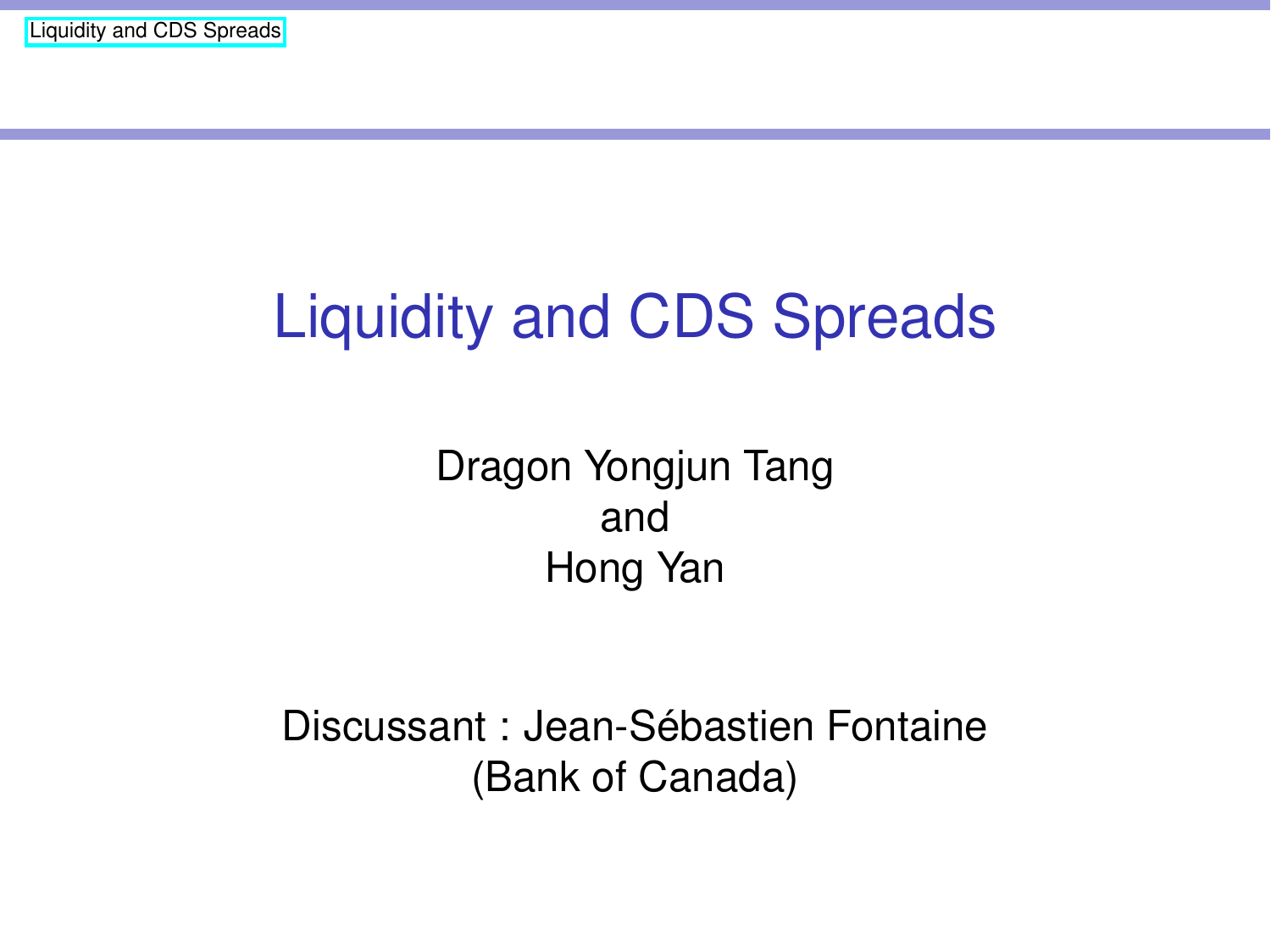# Liquidity and CDS Spreads

Dragon Yongjun Tang
and
Hong Yan

Discussant : Jean-Sébastien Fontaine
(Bank of Canada)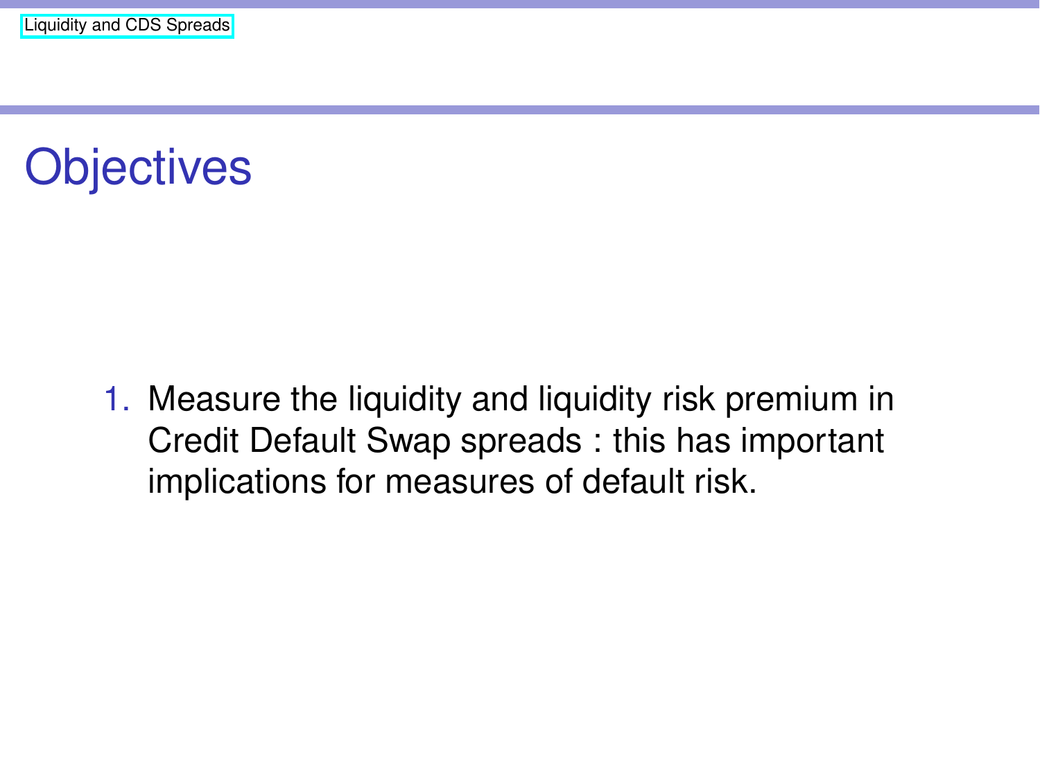# Objectives

1. Measure the liquidity and liquidity risk premium in Credit Default Swap spreads : this has important implications for measures of default risk.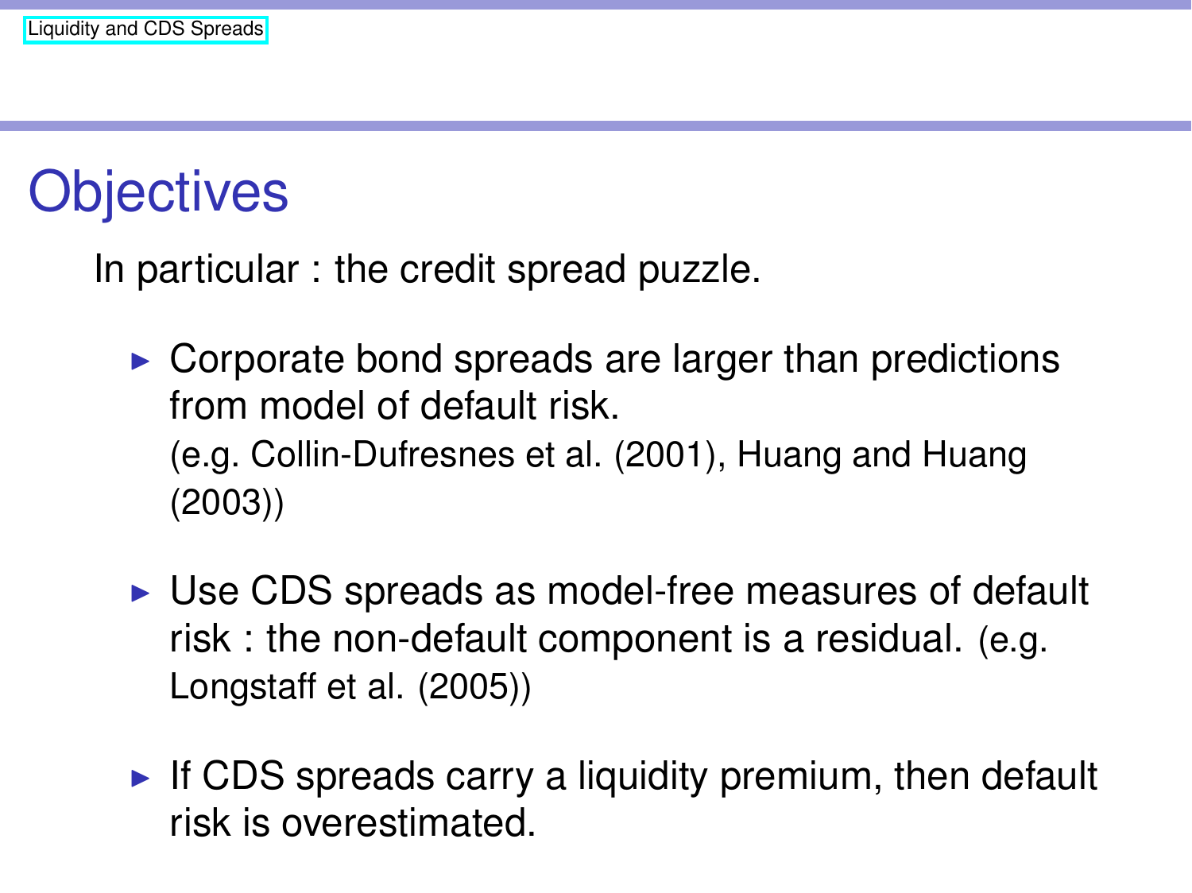# Objectives

In particular : the credit spread puzzle.

- Corporate bond spreads are larger than predictions from model of default risk.
  (e.g. Collin-Dufresnes et al. (2001), Huang and Huang (2003))

- Use CDS spreads as model-free measures of default risk : the non-default component is a residual. (e.g. Longstaff et al. (2005))

- If CDS spreads carry a liquidity premium, then default risk is overestimated.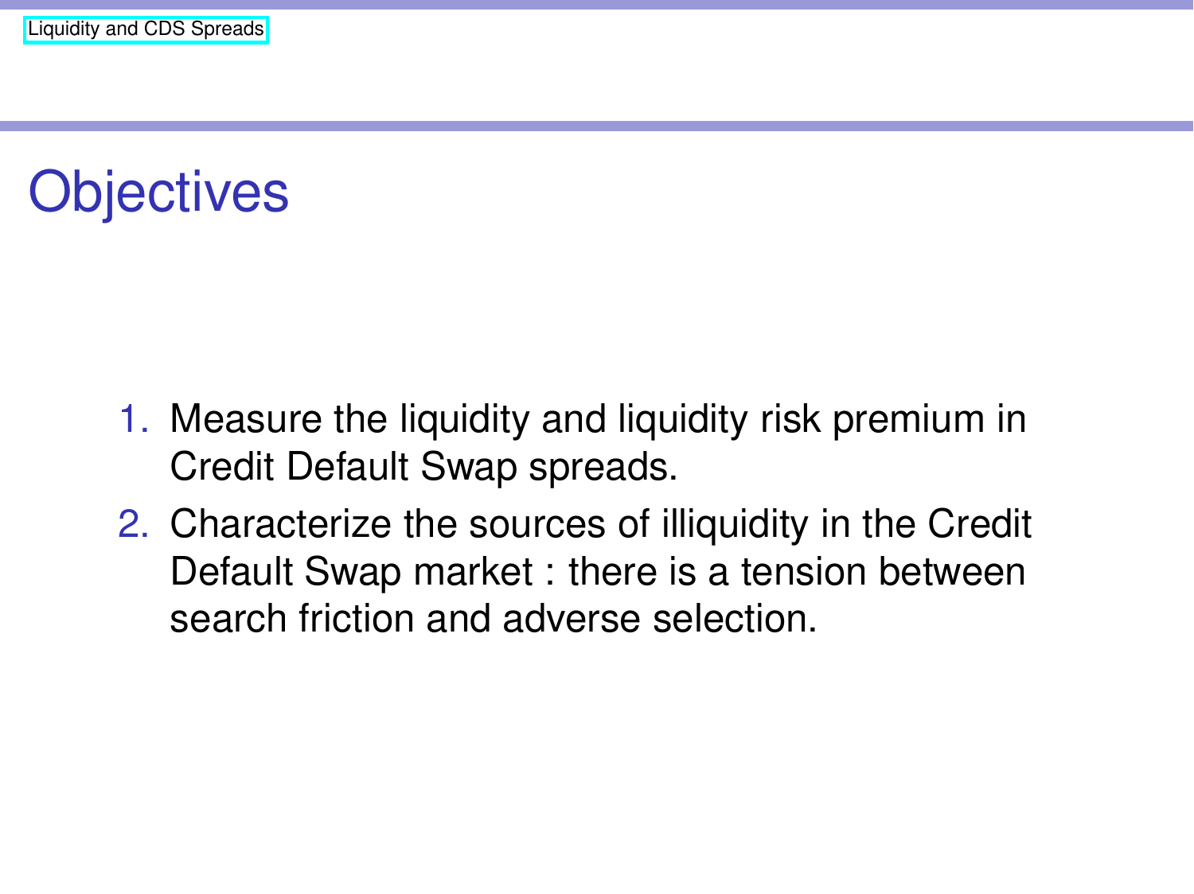# Objectives

1. Measure the liquidity and liquidity risk premium in Credit Default Swap spreads.
2. Characterize the sources of illiquidity in the Credit Default Swap market : there is a tension between search friction and adverse selection.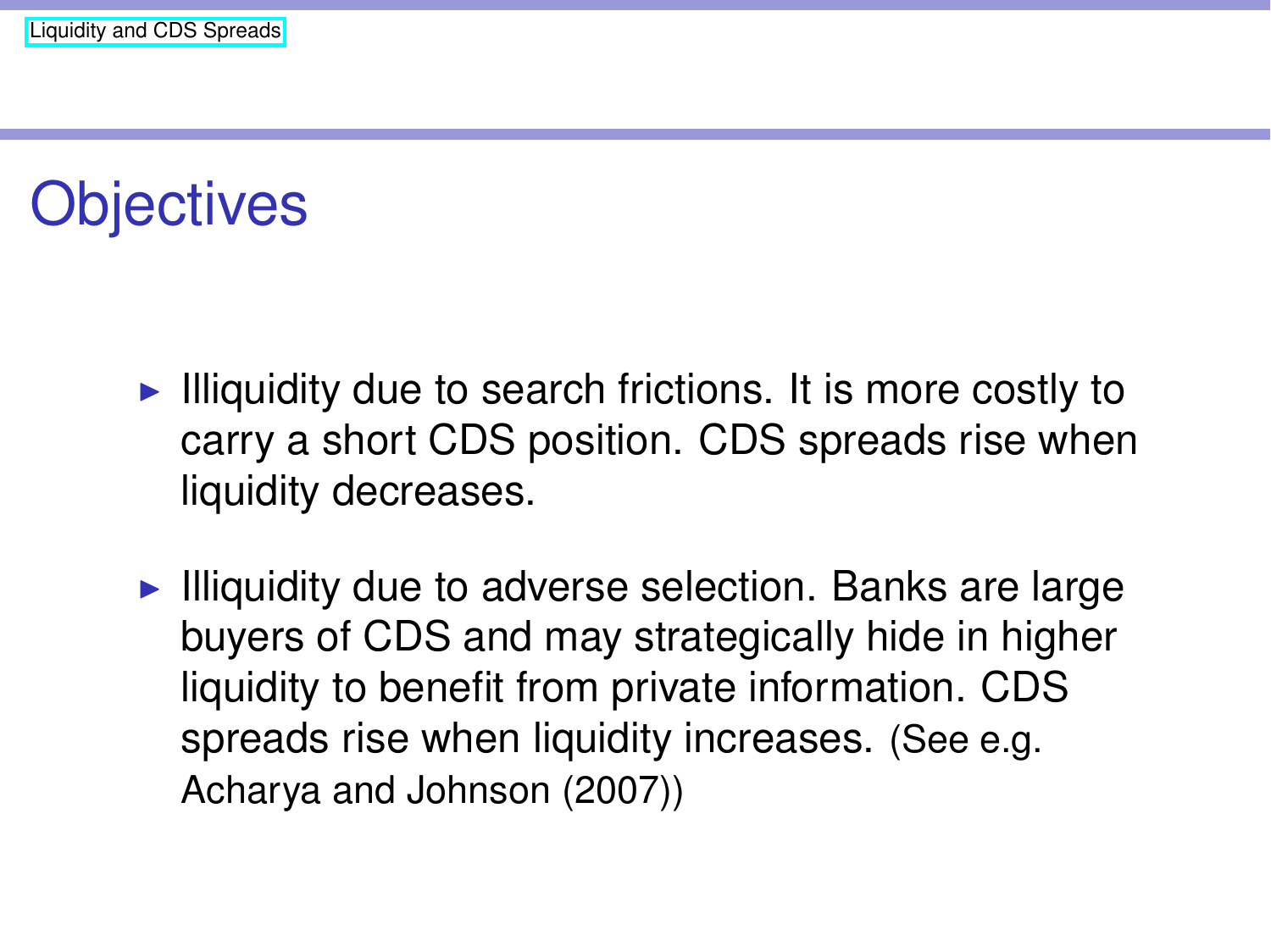# Objectives

- Illiquidity due to search frictions. It is more costly to carry a short CDS position. CDS spreads rise when liquidity decreases.
- Illiquidity due to adverse selection. Banks are large buyers of CDS and may strategically hide in higher liquidity to benefit from private information. CDS spreads rise when liquidity increases. (See e.g. Acharya and Johnson (2007))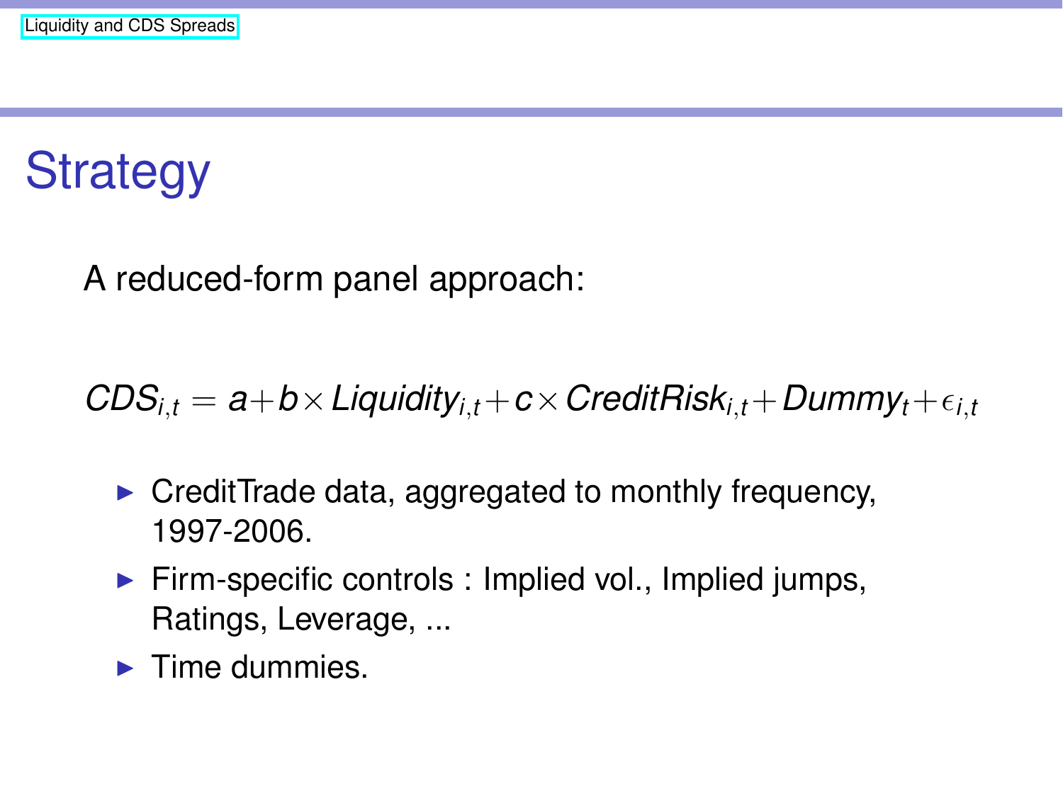# Strategy

A reduced-form panel approach:

$$CDS_{i,t} = a + b \times Liquidity_{i,t} + c \times CreditRisk_{i,t} + Dummy_t + \epsilon_{i,t}$$

- CreditTrade data, aggregated to monthly frequency, 1997-2006.
- Firm-specific controls : Implied vol., Implied jumps, Ratings, Leverage, ...
- Time dummies.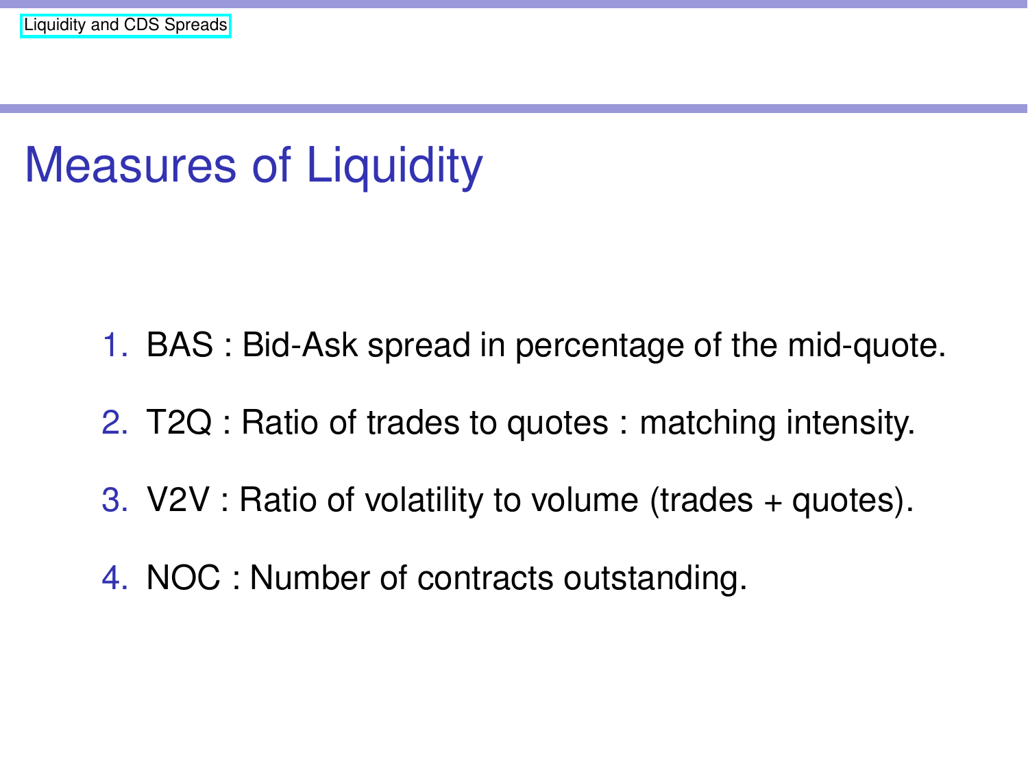# Measures of Liquidity

1. BAS : Bid-Ask spread in percentage of the mid-quote.
2. T2Q : Ratio of trades to quotes : matching intensity.
3. V2V : Ratio of volatility to volume (trades + quotes).
4. NOC : Number of contracts outstanding.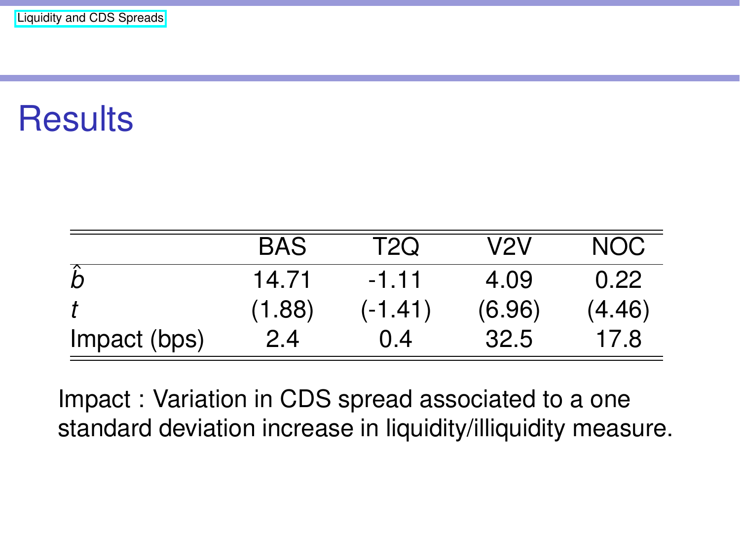# Results

| | BAS | T2Q | V2V | NOC |
|---|---|---|---|---|
| $\hat{b}$ | 14.71 | -1.11 | 4.09 | 0.22 |
| $t$ | (1.88) | (-1.41) | (6.96) | (4.46) |
| Impact (bps) | 2.4 | 0.4 | 32.5 | 17.8 |

Impact : Variation in CDS spread associated to a one standard deviation increase in liquidity/illiquidity measure.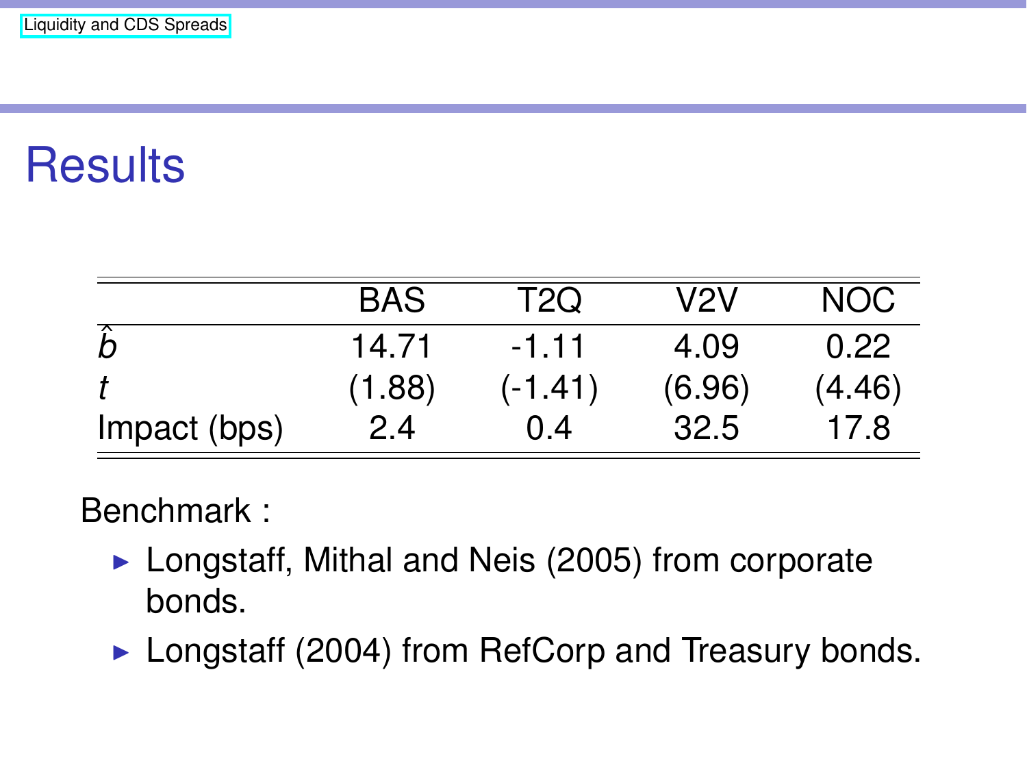# Results

| | BAS | T2Q | V2V | NOC |
|---|---|---|---|---|
| $\hat{b}$ | 14.71 | -1.11 | 4.09 | 0.22 |
| $t$ | (1.88) | (-1.41) | (6.96) | (4.46) |
| Impact (bps) | 2.4 | 0.4 | 32.5 | 17.8 |

Benchmark :

- Longstaff, Mithal and Neis (2005) from corporate bonds.
- Longstaff (2004) from RefCorp and Treasury bonds.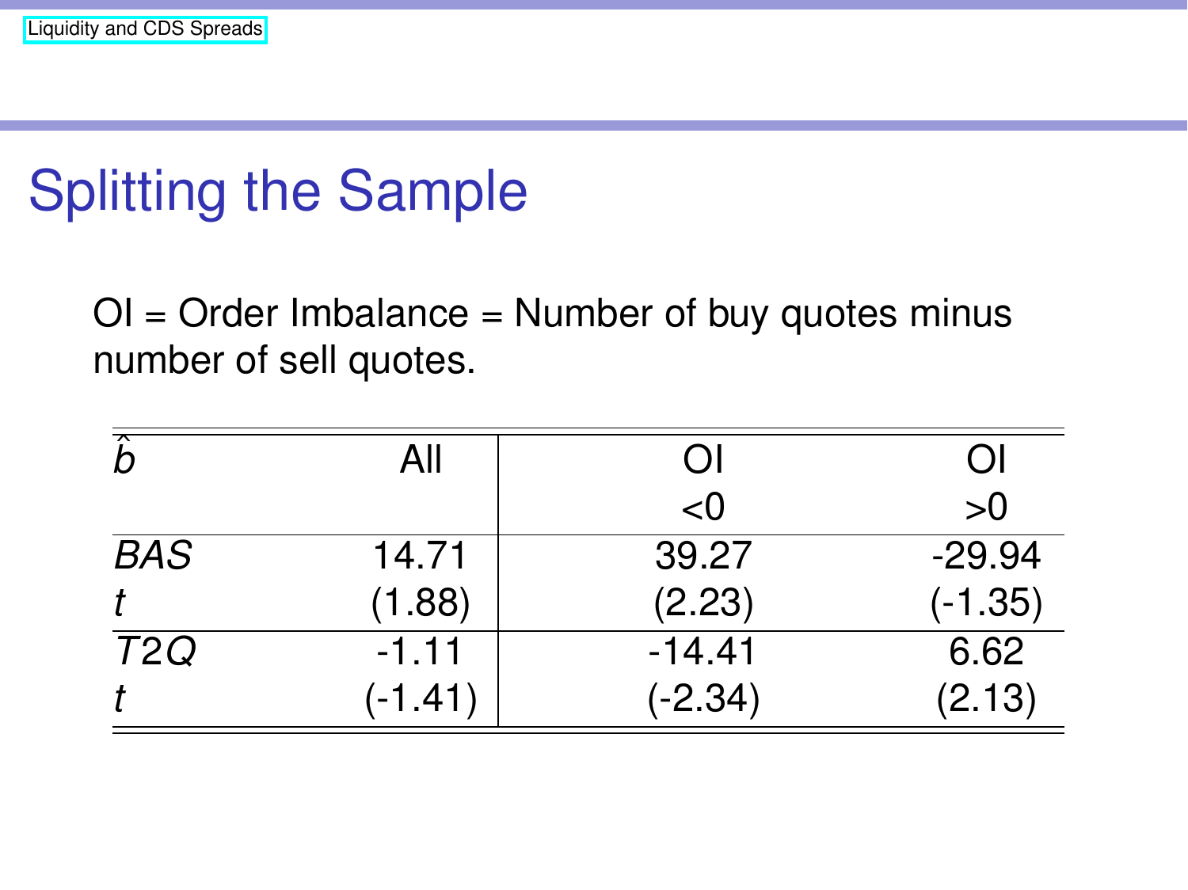# Splitting the Sample

OI = Order Imbalance = Number of buy quotes minus number of sell quotes.

| $\hat{b}$ | All | OI <0 | OI >0 |
|---|---|---|---|
| *BAS* | 14.71 | 39.27 | -29.94 |
| *t* | (1.88) | (2.23) | (-1.35) |
| *T2Q* | -1.11 | -14.41 | 6.62 |
| *t* | (-1.41) | (-2.34) | (2.13) |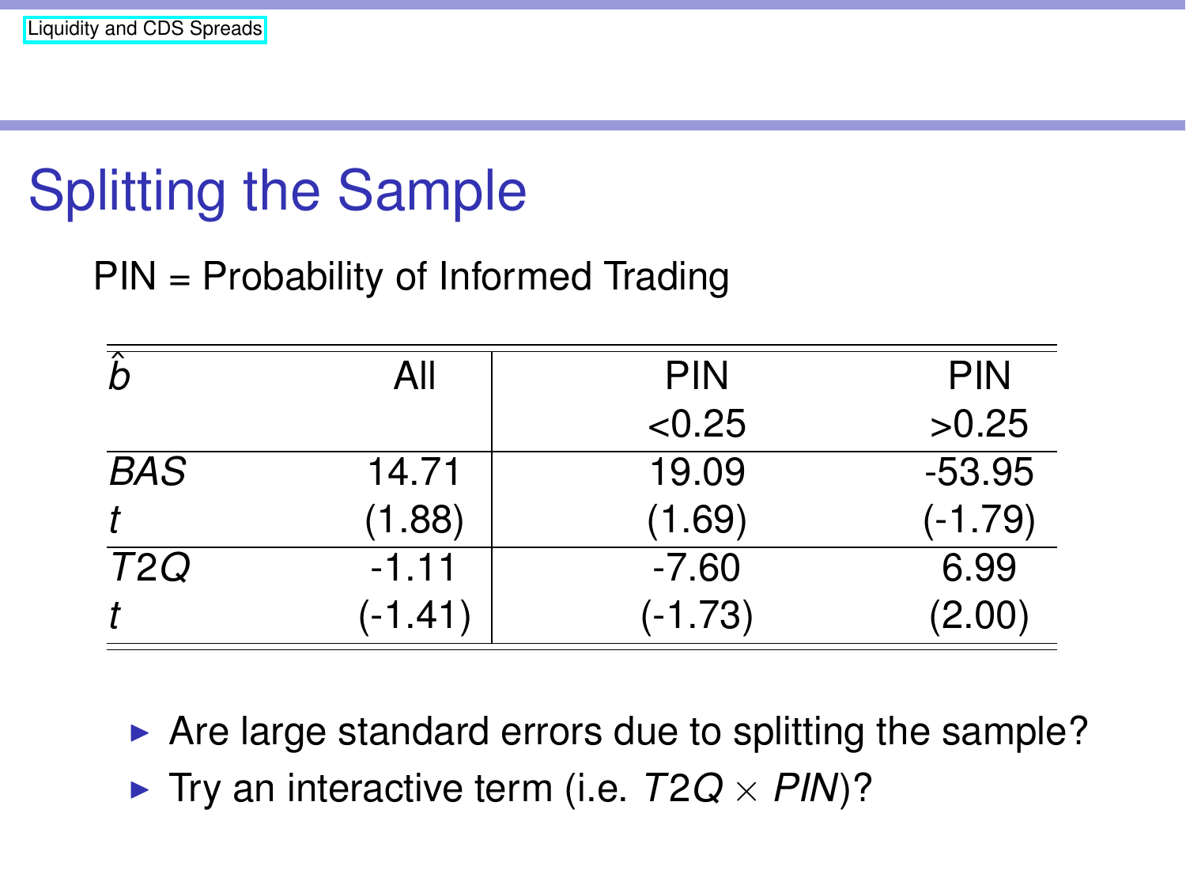# Splitting the Sample

PIN = Probability of Informed Trading

| $\hat{b}$ | All | PIN <0.25 | PIN >0.25 |
|---|---|---|---|
| *BAS* | 14.71 | 19.09 | -53.95 |
| *t* | (1.88) | (1.69) | (-1.79) |
| *T2Q* | -1.11 | -7.60 | 6.99 |
| *t* | (-1.41) | (-1.73) | (2.00) |

- Are large standard errors due to splitting the sample?
- Try an interactive term (i.e. $T2Q \times PIN$)?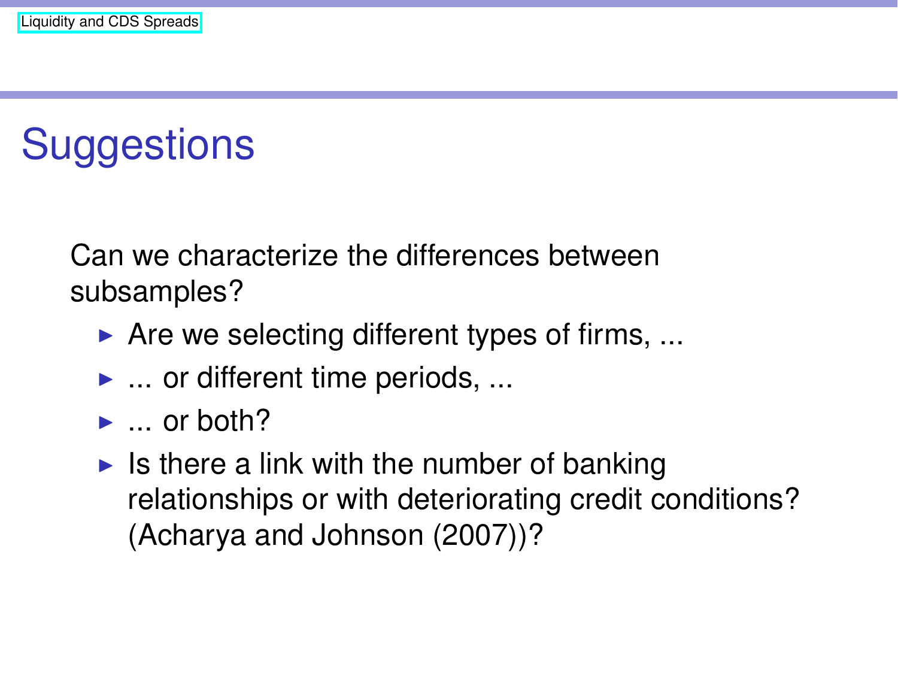# Suggestions

Can we characterize the differences between subsamples?

- Are we selecting different types of firms, ...
- ... or different time periods, ...
- ... or both?
- Is there a link with the number of banking relationships or with deteriorating credit conditions? (Acharya and Johnson (2007))?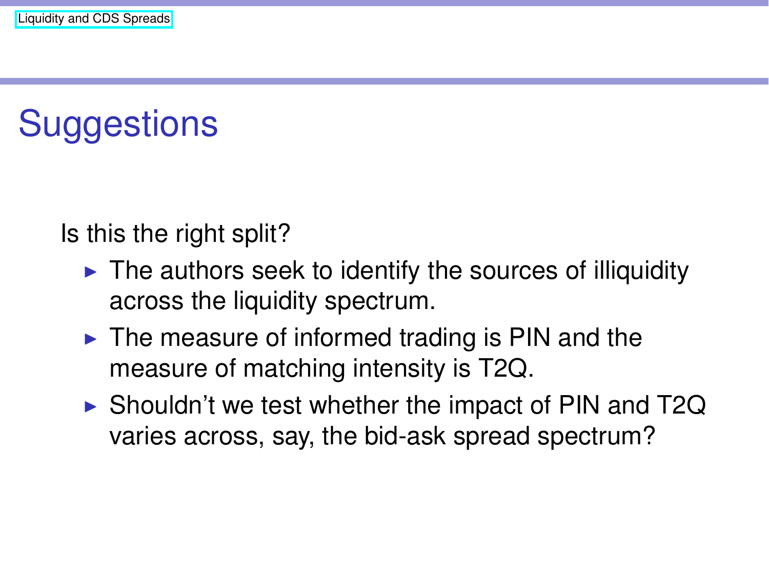# Suggestions

Is this the right split?

- The authors seek to identify the sources of illiquidity across the liquidity spectrum.
- The measure of informed trading is PIN and the measure of matching intensity is T2Q.
- Shouldn't we test whether the impact of PIN and T2Q varies across, say, the bid-ask spread spectrum?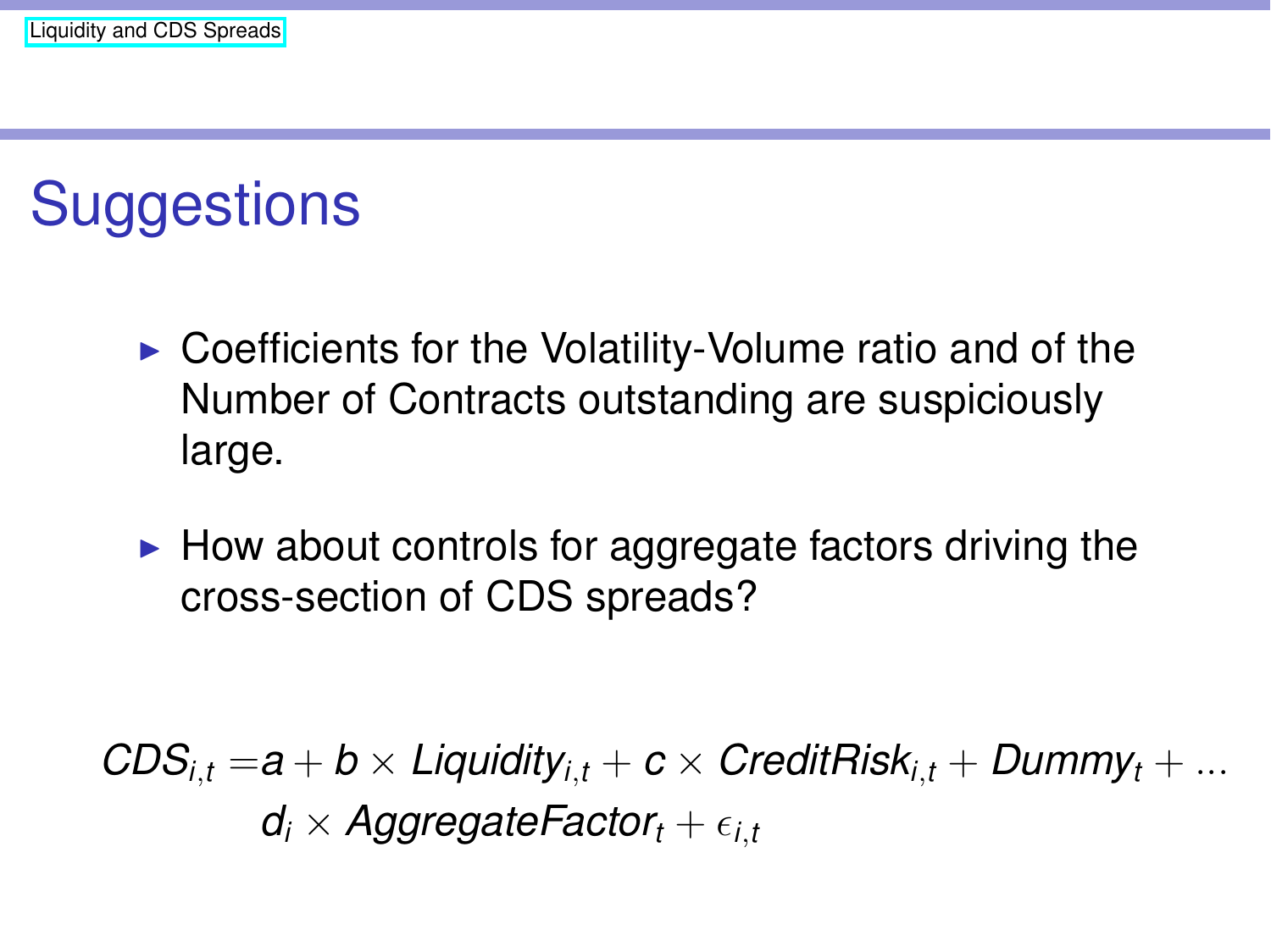# Suggestions

- Coefficients for the Volatility-Volume ratio and of the Number of Contracts outstanding are suspiciously large.
- How about controls for aggregate factors driving the cross-section of CDS spreads?

$$
\begin{aligned}
CDS_{i,t} =& a + b \times Liquidity_{i,t} + c \times CreditRisk_{i,t} + Dummy_t + \ldots \\
& d_i \times AggregateFactor_t + \epsilon_{i,t}
\end{aligned}
$$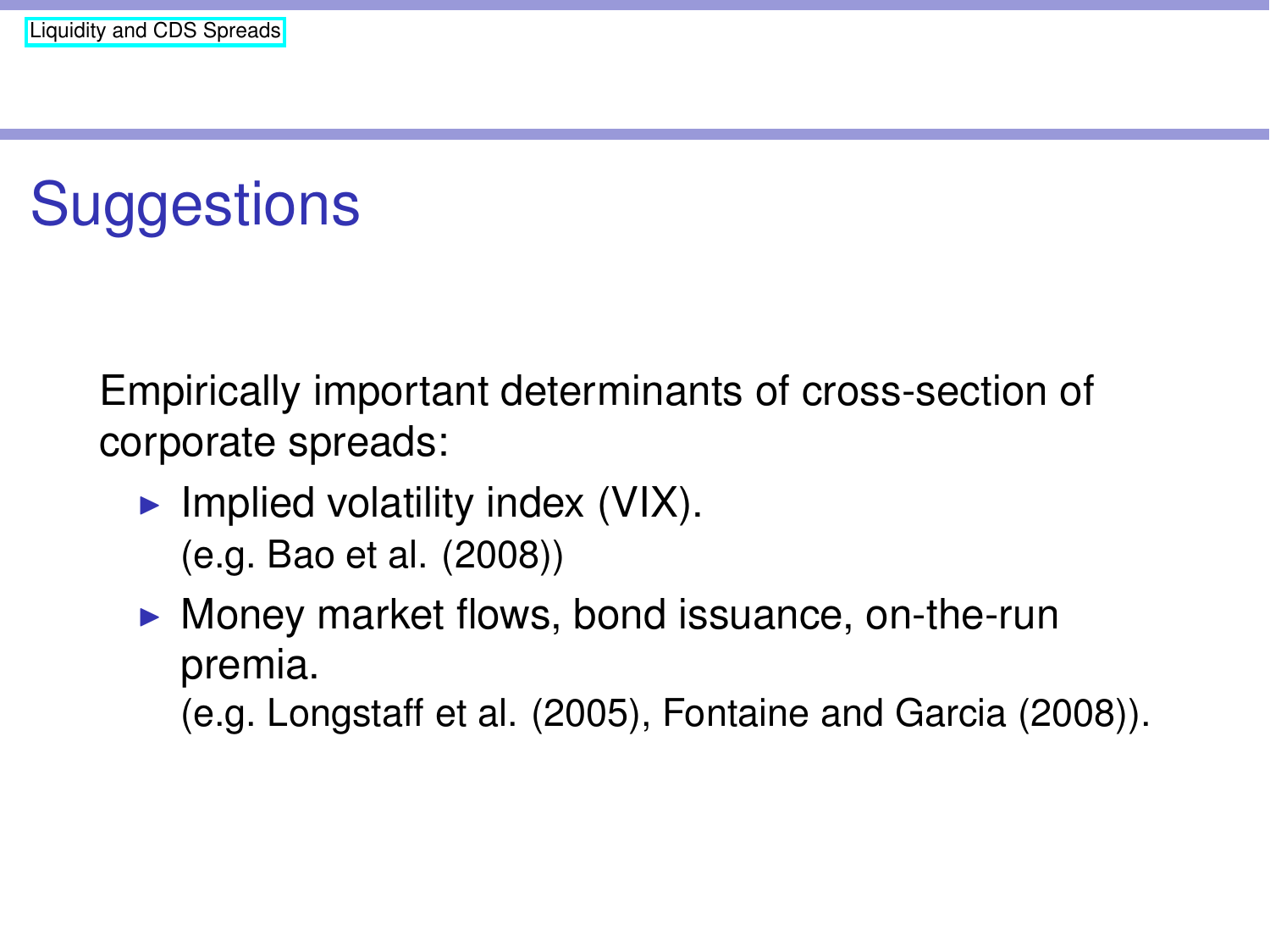# Suggestions

Empirically important determinants of cross-section of corporate spreads:

- Implied volatility index (VIX).
  (e.g. Bao et al. (2008))
- Money market flows, bond issuance, on-the-run premia.
  (e.g. Longstaff et al. (2005), Fontaine and Garcia (2008)).